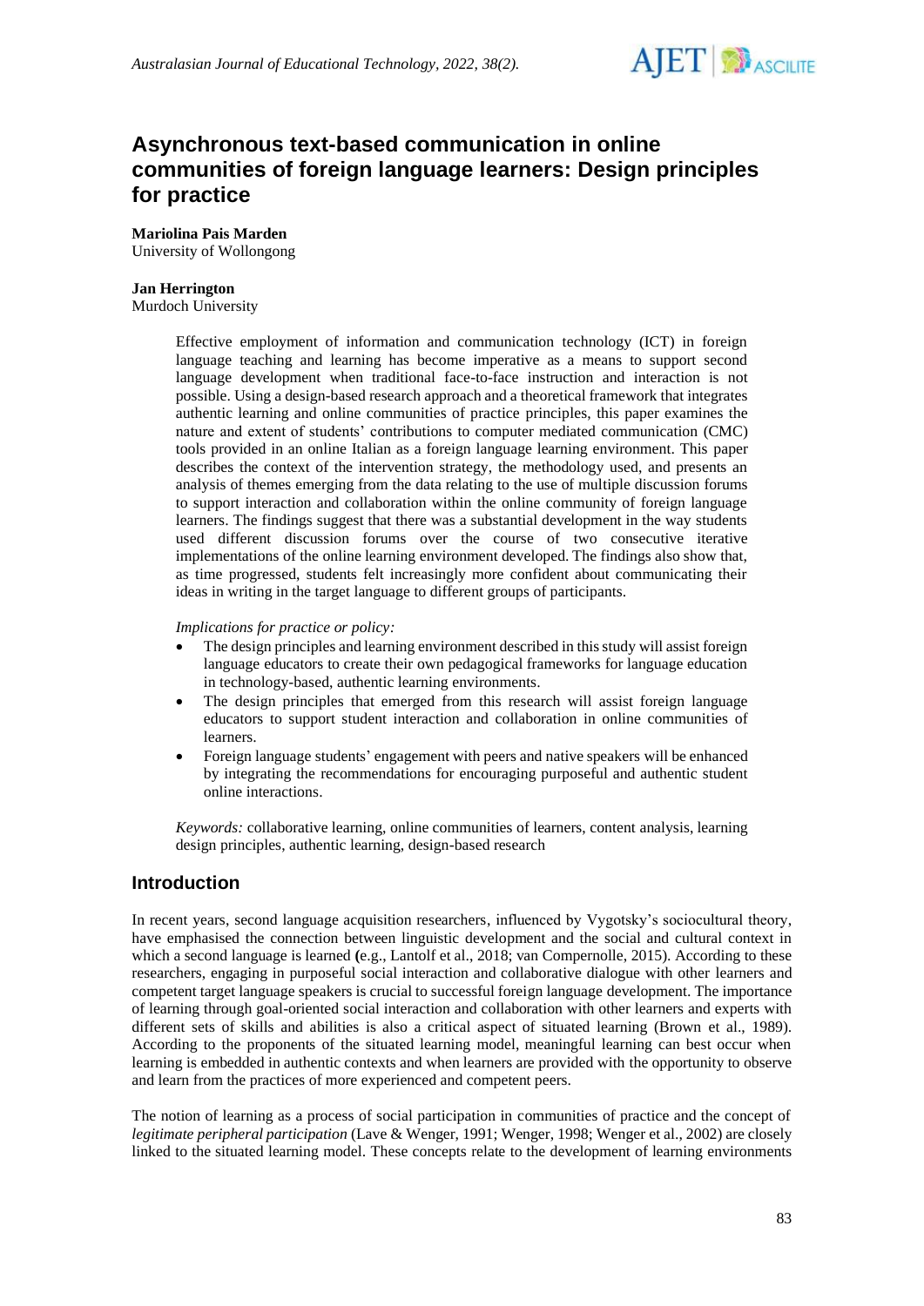# Asynchronous text-based communication in online communities of foreign language learners: Design principles for practice

**Mariolina Pais Marden**
University of Wollongong

**Jan Herrington**
Murdoch University

Effective employment of information and communication technology (ICT) in foreign language teaching and learning has become imperative as a means to support second language development when traditional face-to-face instruction and interaction is not possible. Using a design-based research approach and a theoretical framework that integrates authentic learning and online communities of practice principles, this paper examines the nature and extent of students' contributions to computer mediated communication (CMC) tools provided in an online Italian as a foreign language learning environment. This paper describes the context of the intervention strategy, the methodology used, and presents an analysis of themes emerging from the data relating to the use of multiple discussion forums to support interaction and collaboration within the online community of foreign language learners. The findings suggest that there was a substantial development in the way students used different discussion forums over the course of two consecutive iterative implementations of the online learning environment developed. The findings also show that, as time progressed, students felt increasingly more confident about communicating their ideas in writing in the target language to different groups of participants.

*Implications for practice or policy:*

- The design principles and learning environment described in this study will assist foreign language educators to create their own pedagogical frameworks for language education in technology-based, authentic learning environments.
- The design principles that emerged from this research will assist foreign language educators to support student interaction and collaboration in online communities of learners.
- Foreign language students' engagement with peers and native speakers will be enhanced by integrating the recommendations for encouraging purposeful and authentic student online interactions.

*Keywords:* collaborative learning, online communities of learners, content analysis, learning design principles, authentic learning, design-based research

## Introduction

In recent years, second language acquisition researchers, influenced by Vygotsky's sociocultural theory, have emphasised the connection between linguistic development and the social and cultural context in which a second language is learned (e.g., Lantolf et al., 2018; van Compernolle, 2015). According to these researchers, engaging in purposeful social interaction and collaborative dialogue with other learners and competent target language speakers is crucial to successful foreign language development. The importance of learning through goal-oriented social interaction and collaboration with other learners and experts with different sets of skills and abilities is also a critical aspect of situated learning (Brown et al., 1989). According to the proponents of the situated learning model, meaningful learning can best occur when learning is embedded in authentic contexts and when learners are provided with the opportunity to observe and learn from the practices of more experienced and competent peers.

The notion of learning as a process of social participation in communities of practice and the concept of *legitimate peripheral participation* (Lave & Wenger, 1991; Wenger, 1998; Wenger et al., 2002) are closely linked to the situated learning model. These concepts relate to the development of learning environments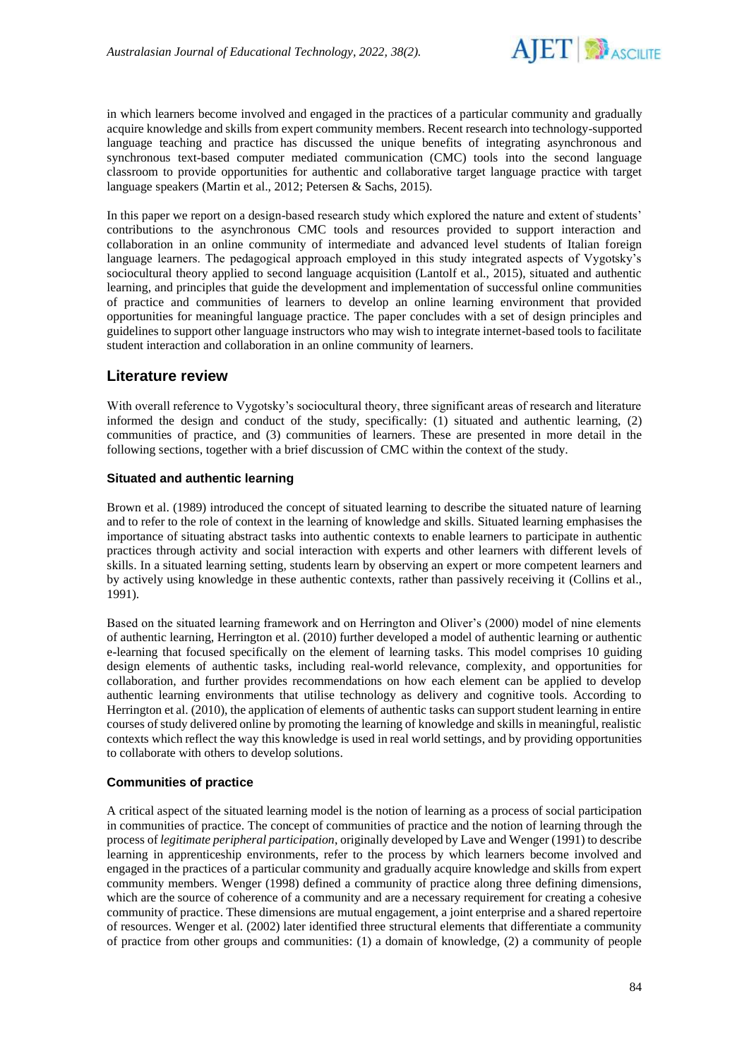in which learners become involved and engaged in the practices of a particular community and gradually acquire knowledge and skills from expert community members. Recent research into technology-supported language teaching and practice has discussed the unique benefits of integrating asynchronous and synchronous text-based computer mediated communication (CMC) tools into the second language classroom to provide opportunities for authentic and collaborative target language practice with target language speakers (Martin et al., 2012; Petersen & Sachs, 2015).

In this paper we report on a design-based research study which explored the nature and extent of students' contributions to the asynchronous CMC tools and resources provided to support interaction and collaboration in an online community of intermediate and advanced level students of Italian foreign language learners. The pedagogical approach employed in this study integrated aspects of Vygotsky's sociocultural theory applied to second language acquisition (Lantolf et al., 2015), situated and authentic learning, and principles that guide the development and implementation of successful online communities of practice and communities of learners to develop an online learning environment that provided opportunities for meaningful language practice. The paper concludes with a set of design principles and guidelines to support other language instructors who may wish to integrate internet-based tools to facilitate student interaction and collaboration in an online community of learners.

## Literature review

With overall reference to Vygotsky's sociocultural theory, three significant areas of research and literature informed the design and conduct of the study, specifically: (1) situated and authentic learning, (2) communities of practice, and (3) communities of learners. These are presented in more detail in the following sections, together with a brief discussion of CMC within the context of the study.

### Situated and authentic learning

Brown et al. (1989) introduced the concept of situated learning to describe the situated nature of learning and to refer to the role of context in the learning of knowledge and skills. Situated learning emphasises the importance of situating abstract tasks into authentic contexts to enable learners to participate in authentic practices through activity and social interaction with experts and other learners with different levels of skills. In a situated learning setting, students learn by observing an expert or more competent learners and by actively using knowledge in these authentic contexts, rather than passively receiving it (Collins et al., 1991).

Based on the situated learning framework and on Herrington and Oliver's (2000) model of nine elements of authentic learning, Herrington et al. (2010) further developed a model of authentic learning or authentic e-learning that focused specifically on the element of learning tasks. This model comprises 10 guiding design elements of authentic tasks, including real-world relevance, complexity, and opportunities for collaboration, and further provides recommendations on how each element can be applied to develop authentic learning environments that utilise technology as delivery and cognitive tools. According to Herrington et al. (2010), the application of elements of authentic tasks can support student learning in entire courses of study delivered online by promoting the learning of knowledge and skills in meaningful, realistic contexts which reflect the way this knowledge is used in real world settings, and by providing opportunities to collaborate with others to develop solutions.

### Communities of practice

A critical aspect of the situated learning model is the notion of learning as a process of social participation in communities of practice. The concept of communities of practice and the notion of learning through the process of *legitimate peripheral participation*, originally developed by Lave and Wenger (1991) to describe learning in apprenticeship environments, refer to the process by which learners become involved and engaged in the practices of a particular community and gradually acquire knowledge and skills from expert community members. Wenger (1998) defined a community of practice along three defining dimensions, which are the source of coherence of a community and are a necessary requirement for creating a cohesive community of practice. These dimensions are mutual engagement, a joint enterprise and a shared repertoire of resources. Wenger et al. (2002) later identified three structural elements that differentiate a community of practice from other groups and communities: (1) a domain of knowledge, (2) a community of people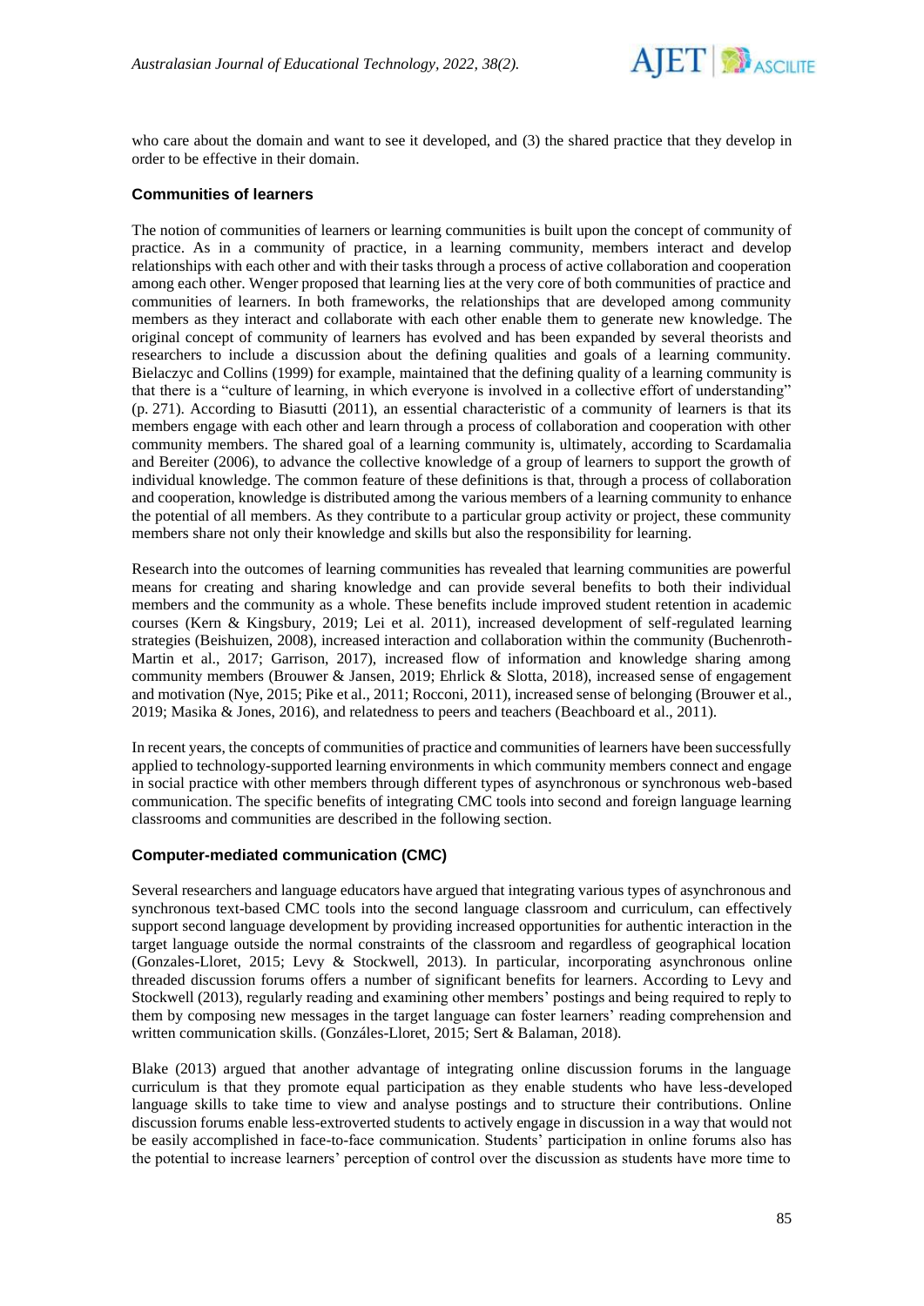who care about the domain and want to see it developed, and (3) the shared practice that they develop in order to be effective in their domain.

### Communities of learners

The notion of communities of learners or learning communities is built upon the concept of community of practice. As in a community of practice, in a learning community, members interact and develop relationships with each other and with their tasks through a process of active collaboration and cooperation among each other. Wenger proposed that learning lies at the very core of both communities of practice and communities of learners. In both frameworks, the relationships that are developed among community members as they interact and collaborate with each other enable them to generate new knowledge. The original concept of community of learners has evolved and has been expanded by several theorists and researchers to include a discussion about the defining qualities and goals of a learning community. Bielaczyc and Collins (1999) for example, maintained that the defining quality of a learning community is that there is a "culture of learning, in which everyone is involved in a collective effort of understanding" (p. 271). According to Biasutti (2011), an essential characteristic of a community of learners is that its members engage with each other and learn through a process of collaboration and cooperation with other community members. The shared goal of a learning community is, ultimately, according to Scardamalia and Bereiter (2006), to advance the collective knowledge of a group of learners to support the growth of individual knowledge. The common feature of these definitions is that, through a process of collaboration and cooperation, knowledge is distributed among the various members of a learning community to enhance the potential of all members. As they contribute to a particular group activity or project, these community members share not only their knowledge and skills but also the responsibility for learning.

Research into the outcomes of learning communities has revealed that learning communities are powerful means for creating and sharing knowledge and can provide several benefits to both their individual members and the community as a whole. These benefits include improved student retention in academic courses (Kern & Kingsbury, 2019; Lei et al. 2011), increased development of self-regulated learning strategies (Beishuizen, 2008), increased interaction and collaboration within the community (Buchenroth-Martin et al., 2017; Garrison, 2017), increased flow of information and knowledge sharing among community members (Brouwer & Jansen, 2019; Ehrlick & Slotta, 2018), increased sense of engagement and motivation (Nye, 2015; Pike et al., 2011; Rocconi, 2011), increased sense of belonging (Brouwer et al., 2019; Masika & Jones, 2016), and relatedness to peers and teachers (Beachboard et al., 2011).

In recent years, the concepts of communities of practice and communities of learners have been successfully applied to technology-supported learning environments in which community members connect and engage in social practice with other members through different types of asynchronous or synchronous web-based communication. The specific benefits of integrating CMC tools into second and foreign language learning classrooms and communities are described in the following section.

### Computer-mediated communication (CMC)

Several researchers and language educators have argued that integrating various types of asynchronous and synchronous text-based CMC tools into the second language classroom and curriculum, can effectively support second language development by providing increased opportunities for authentic interaction in the target language outside the normal constraints of the classroom and regardless of geographical location (Gonzales-Lloret, 2015; Levy & Stockwell, 2013). In particular, incorporating asynchronous online threaded discussion forums offers a number of significant benefits for learners. According to Levy and Stockwell (2013), regularly reading and examining other members' postings and being required to reply to them by composing new messages in the target language can foster learners' reading comprehension and written communication skills. (Gonzáles-Lloret, 2015; Sert & Balaman, 2018).

Blake (2013) argued that another advantage of integrating online discussion forums in the language curriculum is that they promote equal participation as they enable students who have less-developed language skills to take time to view and analyse postings and to structure their contributions. Online discussion forums enable less-extroverted students to actively engage in discussion in a way that would not be easily accomplished in face-to-face communication. Students' participation in online forums also has the potential to increase learners' perception of control over the discussion as students have more time to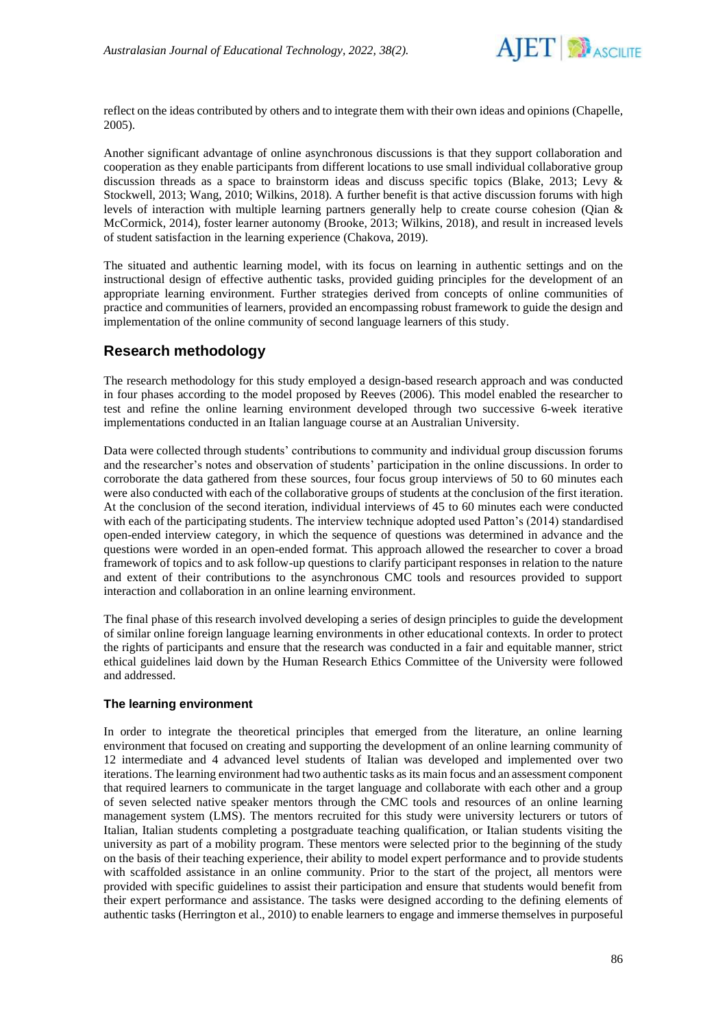reflect on the ideas contributed by others and to integrate them with their own ideas and opinions (Chapelle, 2005).

Another significant advantage of online asynchronous discussions is that they support collaboration and cooperation as they enable participants from different locations to use small individual collaborative group discussion threads as a space to brainstorm ideas and discuss specific topics (Blake, 2013; Levy & Stockwell, 2013; Wang, 2010; Wilkins, 2018). A further benefit is that active discussion forums with high levels of interaction with multiple learning partners generally help to create course cohesion (Qian & McCormick, 2014), foster learner autonomy (Brooke, 2013; Wilkins, 2018), and result in increased levels of student satisfaction in the learning experience (Chakova, 2019).

The situated and authentic learning model, with its focus on learning in authentic settings and on the instructional design of effective authentic tasks, provided guiding principles for the development of an appropriate learning environment. Further strategies derived from concepts of online communities of practice and communities of learners, provided an encompassing robust framework to guide the design and implementation of the online community of second language learners of this study.

## Research methodology

The research methodology for this study employed a design-based research approach and was conducted in four phases according to the model proposed by Reeves (2006). This model enabled the researcher to test and refine the online learning environment developed through two successive 6-week iterative implementations conducted in an Italian language course at an Australian University.

Data were collected through students' contributions to community and individual group discussion forums and the researcher's notes and observation of students' participation in the online discussions. In order to corroborate the data gathered from these sources, four focus group interviews of 50 to 60 minutes each were also conducted with each of the collaborative groups of students at the conclusion of the first iteration. At the conclusion of the second iteration, individual interviews of 45 to 60 minutes each were conducted with each of the participating students. The interview technique adopted used Patton's (2014) standardised open-ended interview category, in which the sequence of questions was determined in advance and the questions were worded in an open-ended format. This approach allowed the researcher to cover a broad framework of topics and to ask follow-up questions to clarify participant responses in relation to the nature and extent of their contributions to the asynchronous CMC tools and resources provided to support interaction and collaboration in an online learning environment.

The final phase of this research involved developing a series of design principles to guide the development of similar online foreign language learning environments in other educational contexts. In order to protect the rights of participants and ensure that the research was conducted in a fair and equitable manner, strict ethical guidelines laid down by the Human Research Ethics Committee of the University were followed and addressed.

### The learning environment

In order to integrate the theoretical principles that emerged from the literature, an online learning environment that focused on creating and supporting the development of an online learning community of 12 intermediate and 4 advanced level students of Italian was developed and implemented over two iterations. The learning environment had two authentic tasks as its main focus and an assessment component that required learners to communicate in the target language and collaborate with each other and a group of seven selected native speaker mentors through the CMC tools and resources of an online learning management system (LMS). The mentors recruited for this study were university lecturers or tutors of Italian, Italian students completing a postgraduate teaching qualification, or Italian students visiting the university as part of a mobility program. These mentors were selected prior to the beginning of the study on the basis of their teaching experience, their ability to model expert performance and to provide students with scaffolded assistance in an online community. Prior to the start of the project, all mentors were provided with specific guidelines to assist their participation and ensure that students would benefit from their expert performance and assistance. The tasks were designed according to the defining elements of authentic tasks (Herrington et al., 2010) to enable learners to engage and immerse themselves in purposeful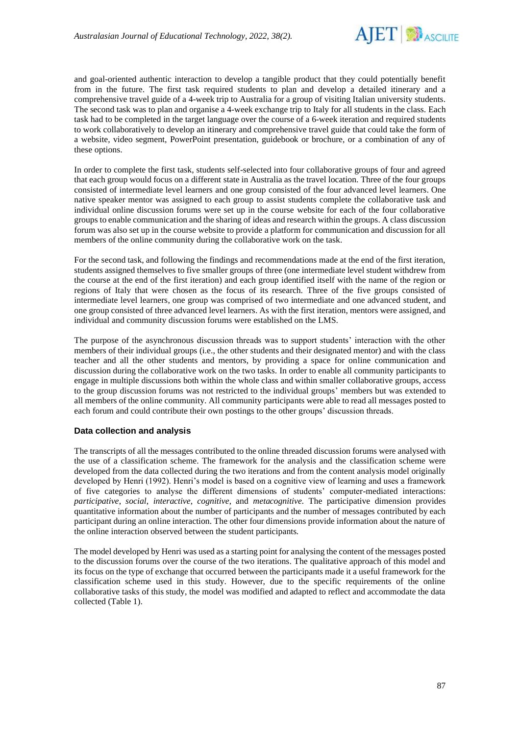and goal-oriented authentic interaction to develop a tangible product that they could potentially benefit from in the future. The first task required students to plan and develop a detailed itinerary and a comprehensive travel guide of a 4-week trip to Australia for a group of visiting Italian university students. The second task was to plan and organise a 4-week exchange trip to Italy for all students in the class. Each task had to be completed in the target language over the course of a 6-week iteration and required students to work collaboratively to develop an itinerary and comprehensive travel guide that could take the form of a website, video segment, PowerPoint presentation, guidebook or brochure, or a combination of any of these options.

In order to complete the first task, students self-selected into four collaborative groups of four and agreed that each group would focus on a different state in Australia as the travel location. Three of the four groups consisted of intermediate level learners and one group consisted of the four advanced level learners. One native speaker mentor was assigned to each group to assist students complete the collaborative task and individual online discussion forums were set up in the course website for each of the four collaborative groups to enable communication and the sharing of ideas and research within the groups. A class discussion forum was also set up in the course website to provide a platform for communication and discussion for all members of the online community during the collaborative work on the task.

For the second task, and following the findings and recommendations made at the end of the first iteration, students assigned themselves to five smaller groups of three (one intermediate level student withdrew from the course at the end of the first iteration) and each group identified itself with the name of the region or regions of Italy that were chosen as the focus of its research. Three of the five groups consisted of intermediate level learners, one group was comprised of two intermediate and one advanced student, and one group consisted of three advanced level learners. As with the first iteration, mentors were assigned, and individual and community discussion forums were established on the LMS.

The purpose of the asynchronous discussion threads was to support students' interaction with the other members of their individual groups (i.e., the other students and their designated mentor) and with the class teacher and all the other students and mentors, by providing a space for online communication and discussion during the collaborative work on the two tasks. In order to enable all community participants to engage in multiple discussions both within the whole class and within smaller collaborative groups, access to the group discussion forums was not restricted to the individual groups' members but was extended to all members of the online community. All community participants were able to read all messages posted to each forum and could contribute their own postings to the other groups' discussion threads.

### Data collection and analysis

The transcripts of all the messages contributed to the online threaded discussion forums were analysed with the use of a classification scheme. The framework for the analysis and the classification scheme were developed from the data collected during the two iterations and from the content analysis model originally developed by Henri (1992). Henri's model is based on a cognitive view of learning and uses a framework of five categories to analyse the different dimensions of students' computer-mediated interactions: *participative*, *social*, *interactive*, *cognitive*, and *metacognitive*. The participative dimension provides quantitative information about the number of participants and the number of messages contributed by each participant during an online interaction. The other four dimensions provide information about the nature of the online interaction observed between the student participants.

The model developed by Henri was used as a starting point for analysing the content of the messages posted to the discussion forums over the course of the two iterations. The qualitative approach of this model and its focus on the type of exchange that occurred between the participants made it a useful framework for the classification scheme used in this study. However, due to the specific requirements of the online collaborative tasks of this study, the model was modified and adapted to reflect and accommodate the data collected (Table 1).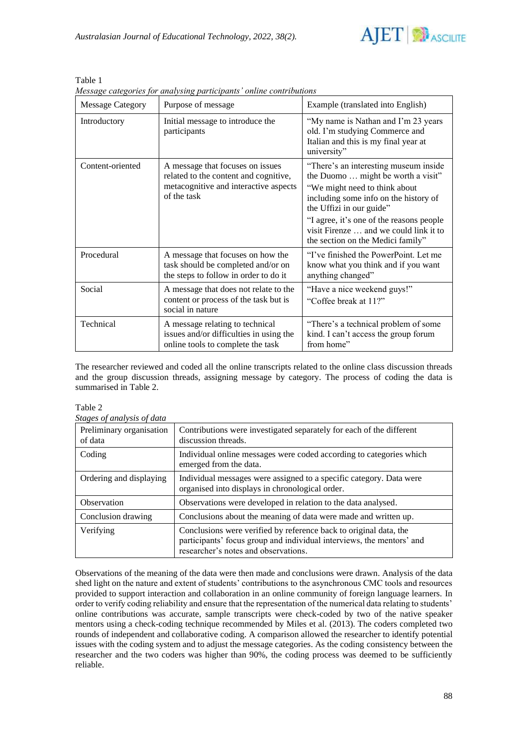Table 1

*Message categories for analysing participants' online contributions*

| Message Category | Purpose of message | Example (translated into English) |
|---|---|---|
| Introductory | Initial message to introduce the participants | "My name is Nathan and I'm 23 years old. I'm studying Commerce and Italian and this is my final year at university" |
| Content-oriented | A message that focuses on issues related to the content and cognitive, metacognitive and interactive aspects of the task | "There's an interesting museum inside the Duomo … might be worth a visit" "We might need to think about including some info on the history of the Uffizi in our guide" "I agree, it's one of the reasons people visit Firenze … and we could link it to the section on the Medici family" |
| Procedural | A message that focuses on how the task should be completed and/or on the steps to follow in order to do it | "I've finished the PowerPoint. Let me know what you think and if you want anything changed" |
| Social | A message that does not relate to the content or process of the task but is social in nature | "Have a nice weekend guys!" "Coffee break at 11?" |
| Technical | A message relating to technical issues and/or difficulties in using the online tools to complete the task | "There's a technical problem of some kind. I can't access the group forum from home" |

The researcher reviewed and coded all the online transcripts related to the online class discussion threads and the group discussion threads, assigning message by category. The process of coding the data is summarised in Table 2.

Table 2

*Stages of analysis of data*

| | |
|---|---|
| Preliminary organisation of data | Contributions were investigated separately for each of the different discussion threads. |
| Coding | Individual online messages were coded according to categories which emerged from the data. |
| Ordering and displaying | Individual messages were assigned to a specific category. Data were organised into displays in chronological order. |
| Observation | Observations were developed in relation to the data analysed. |
| Conclusion drawing | Conclusions about the meaning of data were made and written up. |
| Verifying | Conclusions were verified by reference back to original data, the participants' focus group and individual interviews, the mentors' and researcher's notes and observations. |

Observations of the meaning of the data were then made and conclusions were drawn. Analysis of the data shed light on the nature and extent of students' contributions to the asynchronous CMC tools and resources provided to support interaction and collaboration in an online community of foreign language learners. In order to verify coding reliability and ensure that the representation of the numerical data relating to students' online contributions was accurate, sample transcripts were check-coded by two of the native speaker mentors using a check-coding technique recommended by Miles et al. (2013). The coders completed two rounds of independent and collaborative coding. A comparison allowed the researcher to identify potential issues with the coding system and to adjust the message categories. As the coding consistency between the researcher and the two coders was higher than 90%, the coding process was deemed to be sufficiently reliable.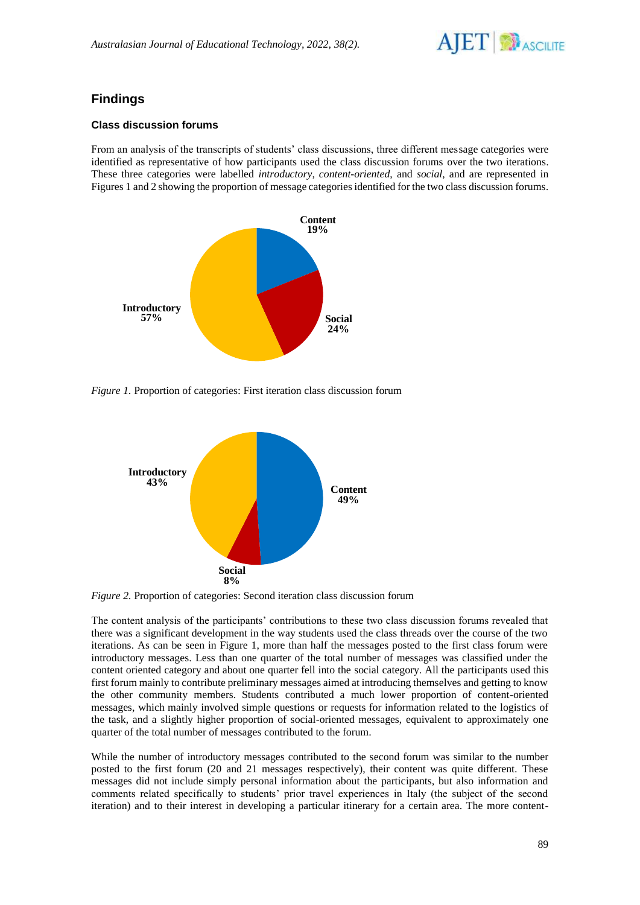## Findings

### Class discussion forums

From an analysis of the transcripts of students' class discussions, three different message categories were identified as representative of how participants used the class discussion forums over the two iterations. These three categories were labelled *introductory*, *content-oriented*, and *social*, and are represented in Figures 1 and 2 showing the proportion of message categories identified for the two class discussion forums.

Content 19%

Social 24%

Introductory 57%

*Figure 1.* Proportion of categories: First iteration class discussion forum

Introductory 43%

Content 49%

Social 8%

*Figure 2.* Proportion of categories: Second iteration class discussion forum

The content analysis of the participants' contributions to these two class discussion forums revealed that there was a significant development in the way students used the class threads over the course of the two iterations. As can be seen in Figure 1, more than half the messages posted to the first class forum were introductory messages. Less than one quarter of the total number of messages was classified under the content oriented category and about one quarter fell into the social category. All the participants used this first forum mainly to contribute preliminary messages aimed at introducing themselves and getting to know the other community members. Students contributed a much lower proportion of content-oriented messages, which mainly involved simple questions or requests for information related to the logistics of the task, and a slightly higher proportion of social-oriented messages, equivalent to approximately one quarter of the total number of messages contributed to the forum.

While the number of introductory messages contributed to the second forum was similar to the number posted to the first forum (20 and 21 messages respectively), their content was quite different. These messages did not include simply personal information about the participants, but also information and comments related specifically to students' prior travel experiences in Italy (the subject of the second iteration) and to their interest in developing a particular itinerary for a certain area. The more content-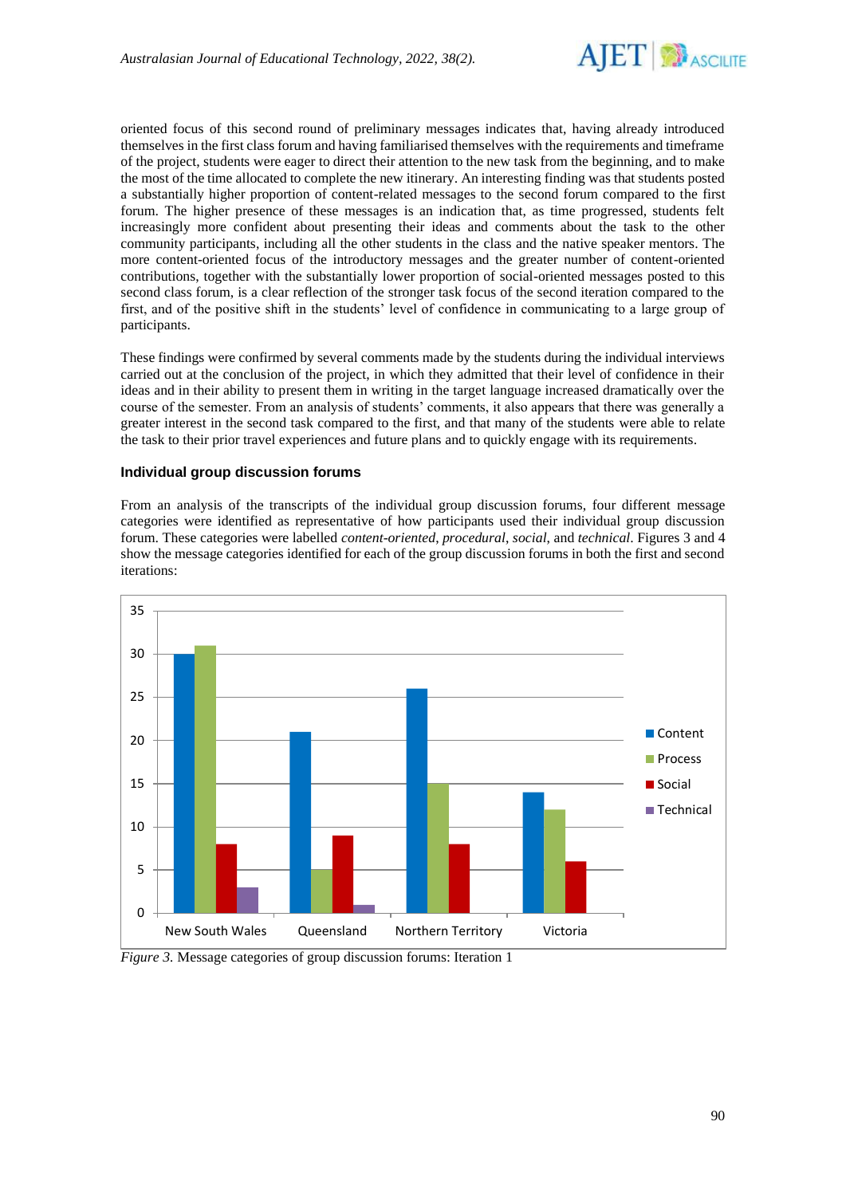oriented focus of this second round of preliminary messages indicates that, having already introduced themselves in the first class forum and having familiarised themselves with the requirements and timeframe of the project, students were eager to direct their attention to the new task from the beginning, and to make the most of the time allocated to complete the new itinerary. An interesting finding was that students posted a substantially higher proportion of content-related messages to the second forum compared to the first forum. The higher presence of these messages is an indication that, as time progressed, students felt increasingly more confident about presenting their ideas and comments about the task to the other community participants, including all the other students in the class and the native speaker mentors. The more content-oriented focus of the introductory messages and the greater number of content-oriented contributions, together with the substantially lower proportion of social-oriented messages posted to this second class forum, is a clear reflection of the stronger task focus of the second iteration compared to the first, and of the positive shift in the students' level of confidence in communicating to a large group of participants.

These findings were confirmed by several comments made by the students during the individual interviews carried out at the conclusion of the project, in which they admitted that their level of confidence in their ideas and in their ability to present them in writing in the target language increased dramatically over the course of the semester. From an analysis of students' comments, it also appears that there was generally a greater interest in the second task compared to the first, and that many of the students were able to relate the task to their prior travel experiences and future plans and to quickly engage with its requirements.

### Individual group discussion forums

From an analysis of the transcripts of the individual group discussion forums, four different message categories were identified as representative of how participants used their individual group discussion forum. These categories were labelled *content-oriented*, *procedural*, *social*, and *technical*. Figures 3 and 4 show the message categories identified for each of the group discussion forums in both the first and second iterations:

| | Content | Process | Social | Technical |
|---|---|---|---|---|
| New South Wales | 30 | 31 | 8 | 3 |
| Queensland | 21 | 5 | 9 | 1 |
| Northern Territory | 26 | 15 | 8 | 0 |
| Victoria | 14 | 12 | 6 | 0 |

*Figure 3.* Message categories of group discussion forums: Iteration 1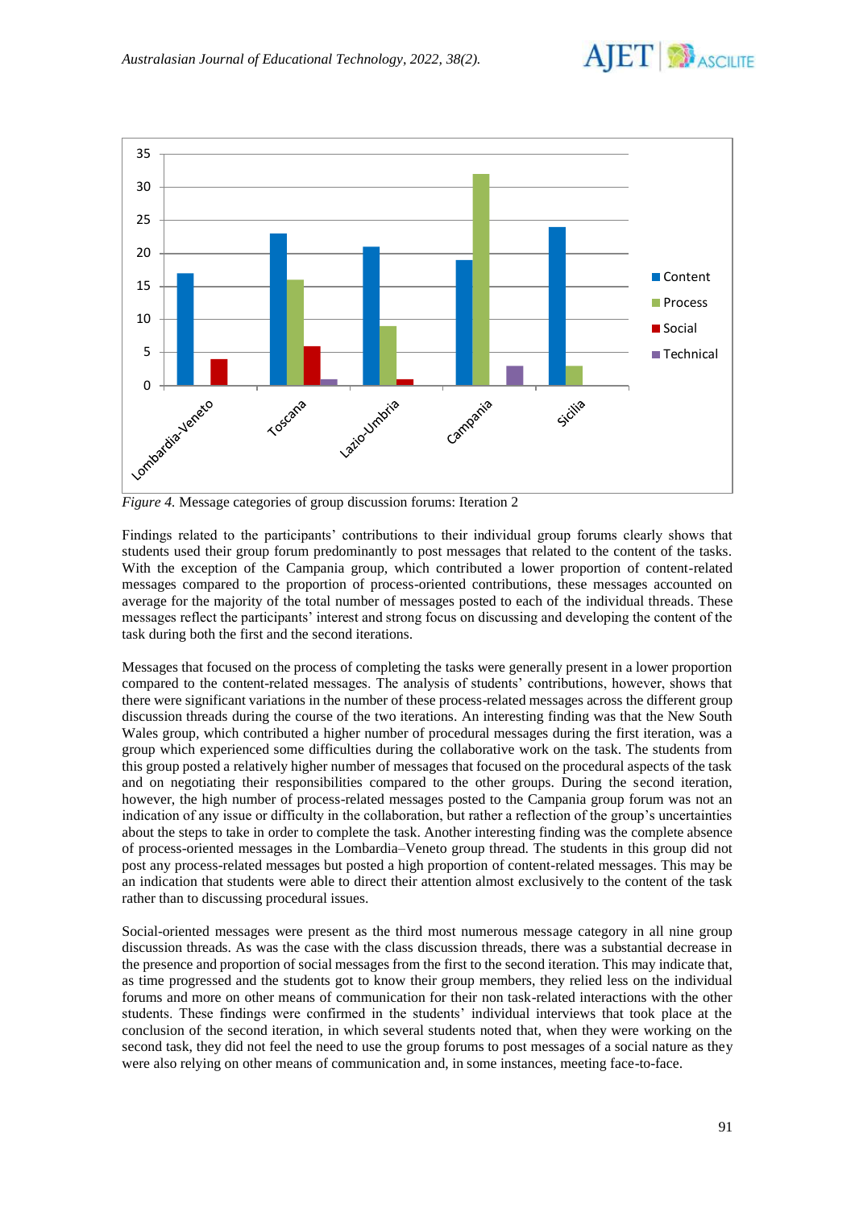*Figure 4.* Message categories of group discussion forums: Iteration 2

Findings related to the participants' contributions to their individual group forums clearly shows that students used their group forum predominantly to post messages that related to the content of the tasks. With the exception of the Campania group, which contributed a lower proportion of content-related messages compared to the proportion of process-oriented contributions, these messages accounted on average for the majority of the total number of messages posted to each of the individual threads. These messages reflect the participants' interest and strong focus on discussing and developing the content of the task during both the first and the second iterations.

Messages that focused on the process of completing the tasks were generally present in a lower proportion compared to the content-related messages. The analysis of students' contributions, however, shows that there were significant variations in the number of these process-related messages across the different group discussion threads during the course of the two iterations. An interesting finding was that the New South Wales group, which contributed a higher number of procedural messages during the first iteration, was a group which experienced some difficulties during the collaborative work on the task. The students from this group posted a relatively higher number of messages that focused on the procedural aspects of the task and on negotiating their responsibilities compared to the other groups. During the second iteration, however, the high number of process-related messages posted to the Campania group forum was not an indication of any issue or difficulty in the collaboration, but rather a reflection of the group's uncertainties about the steps to take in order to complete the task. Another interesting finding was the complete absence of process-oriented messages in the Lombardia–Veneto group thread. The students in this group did not post any process-related messages but posted a high proportion of content-related messages. This may be an indication that students were able to direct their attention almost exclusively to the content of the task rather than to discussing procedural issues.

Social-oriented messages were present as the third most numerous message category in all nine group discussion threads. As was the case with the class discussion threads, there was a substantial decrease in the presence and proportion of social messages from the first to the second iteration. This may indicate that, as time progressed and the students got to know their group members, they relied less on the individual forums and more on other means of communication for their non task-related interactions with the other students. These findings were confirmed in the students' individual interviews that took place at the conclusion of the second iteration, in which several students noted that, when they were working on the second task, they did not feel the need to use the group forums to post messages of a social nature as they were also relying on other means of communication and, in some instances, meeting face-to-face.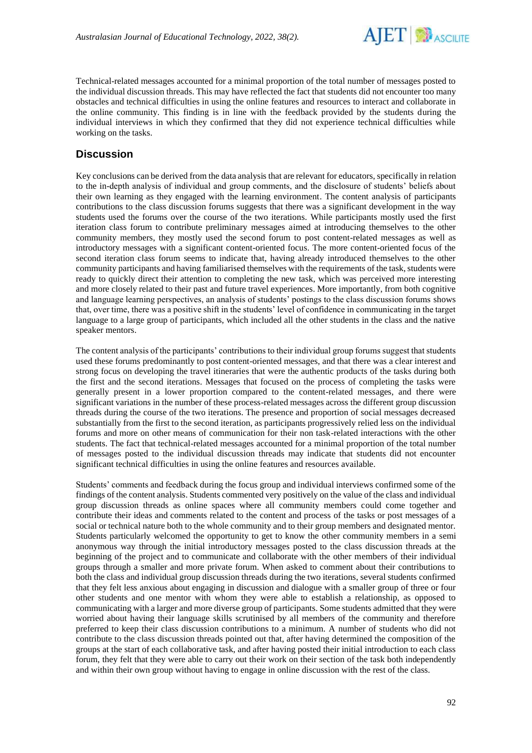Technical-related messages accounted for a minimal proportion of the total number of messages posted to the individual discussion threads. This may have reflected the fact that students did not encounter too many obstacles and technical difficulties in using the online features and resources to interact and collaborate in the online community. This finding is in line with the feedback provided by the students during the individual interviews in which they confirmed that they did not experience technical difficulties while working on the tasks.

## Discussion

Key conclusions can be derived from the data analysis that are relevant for educators, specifically in relation to the in-depth analysis of individual and group comments, and the disclosure of students' beliefs about their own learning as they engaged with the learning environment. The content analysis of participants contributions to the class discussion forums suggests that there was a significant development in the way students used the forums over the course of the two iterations. While participants mostly used the first iteration class forum to contribute preliminary messages aimed at introducing themselves to the other community members, they mostly used the second forum to post content-related messages as well as introductory messages with a significant content-oriented focus. The more content-oriented focus of the second iteration class forum seems to indicate that, having already introduced themselves to the other community participants and having familiarised themselves with the requirements of the task, students were ready to quickly direct their attention to completing the new task, which was perceived more interesting and more closely related to their past and future travel experiences. More importantly, from both cognitive and language learning perspectives, an analysis of students' postings to the class discussion forums shows that, over time, there was a positive shift in the students' level of confidence in communicating in the target language to a large group of participants, which included all the other students in the class and the native speaker mentors.

The content analysis of the participants' contributions to their individual group forums suggest that students used these forums predominantly to post content-oriented messages, and that there was a clear interest and strong focus on developing the travel itineraries that were the authentic products of the tasks during both the first and the second iterations. Messages that focused on the process of completing the tasks were generally present in a lower proportion compared to the content-related messages, and there were significant variations in the number of these process-related messages across the different group discussion threads during the course of the two iterations. The presence and proportion of social messages decreased substantially from the first to the second iteration, as participants progressively relied less on the individual forums and more on other means of communication for their non task-related interactions with the other students. The fact that technical-related messages accounted for a minimal proportion of the total number of messages posted to the individual discussion threads may indicate that students did not encounter significant technical difficulties in using the online features and resources available.

Students' comments and feedback during the focus group and individual interviews confirmed some of the findings of the content analysis. Students commented very positively on the value of the class and individual group discussion threads as online spaces where all community members could come together and contribute their ideas and comments related to the content and process of the tasks or post messages of a social or technical nature both to the whole community and to their group members and designated mentor. Students particularly welcomed the opportunity to get to know the other community members in a semi anonymous way through the initial introductory messages posted to the class discussion threads at the beginning of the project and to communicate and collaborate with the other members of their individual groups through a smaller and more private forum. When asked to comment about their contributions to both the class and individual group discussion threads during the two iterations, several students confirmed that they felt less anxious about engaging in discussion and dialogue with a smaller group of three or four other students and one mentor with whom they were able to establish a relationship, as opposed to communicating with a larger and more diverse group of participants. Some students admitted that they were worried about having their language skills scrutinised by all members of the community and therefore preferred to keep their class discussion contributions to a minimum. A number of students who did not contribute to the class discussion threads pointed out that, after having determined the composition of the groups at the start of each collaborative task, and after having posted their initial introduction to each class forum, they felt that they were able to carry out their work on their section of the task both independently and within their own group without having to engage in online discussion with the rest of the class.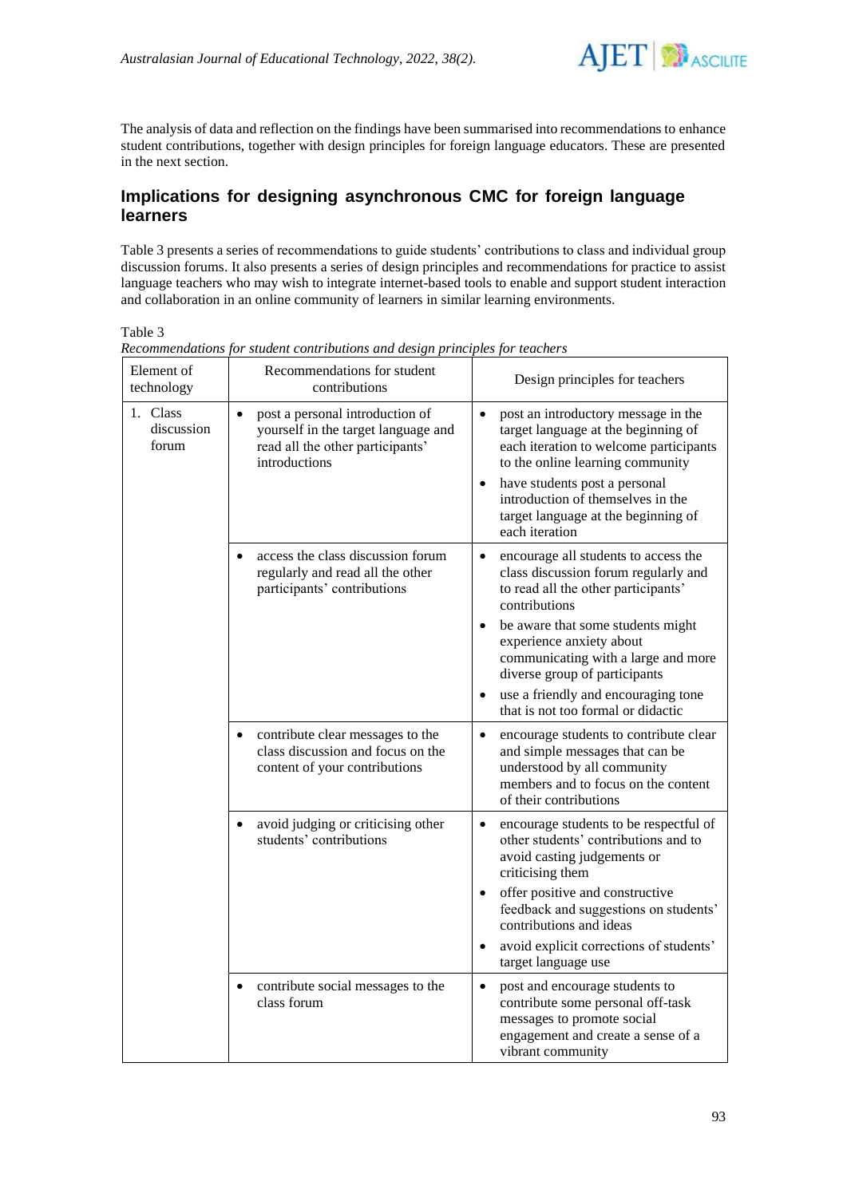The analysis of data and reflection on the findings have been summarised into recommendations to enhance student contributions, together with design principles for foreign language educators. These are presented in the next section.

## Implications for designing asynchronous CMC for foreign language learners

Table 3 presents a series of recommendations to guide students' contributions to class and individual group discussion forums. It also presents a series of design principles and recommendations for practice to assist language teachers who may wish to integrate internet-based tools to enable and support student interaction and collaboration in an online community of learners in similar learning environments.

Table 3
*Recommendations for student contributions and design principles for teachers*

| Element of technology | Recommendations for student contributions | Design principles for teachers |
|---|---|---|
| 1. Class discussion forum | • post a personal introduction of yourself in the target language and read all the other participants' introductions | • post an introductory message in the target language at the beginning of each iteration to welcome participants to the online learning community<br>• have students post a personal introduction of themselves in the target language at the beginning of each iteration |
| | • access the class discussion forum regularly and read all the other participants' contributions | • encourage all students to access the class discussion forum regularly and to read all the other participants' contributions<br>• be aware that some students might experience anxiety about communicating with a large and more diverse group of participants<br>• use a friendly and encouraging tone that is not too formal or didactic |
| | • contribute clear messages to the class discussion and focus on the content of your contributions | • encourage students to contribute clear and simple messages that can be understood by all community members and to focus on the content of their contributions |
| | • avoid judging or criticising other students' contributions | • encourage students to be respectful of other students' contributions and to avoid casting judgements or criticising them<br>• offer positive and constructive feedback and suggestions on students' contributions and ideas<br>• avoid explicit corrections of students' target language use |
| | • contribute social messages to the class forum | • post and encourage students to contribute some personal off-task messages to promote social engagement and create a sense of a vibrant community |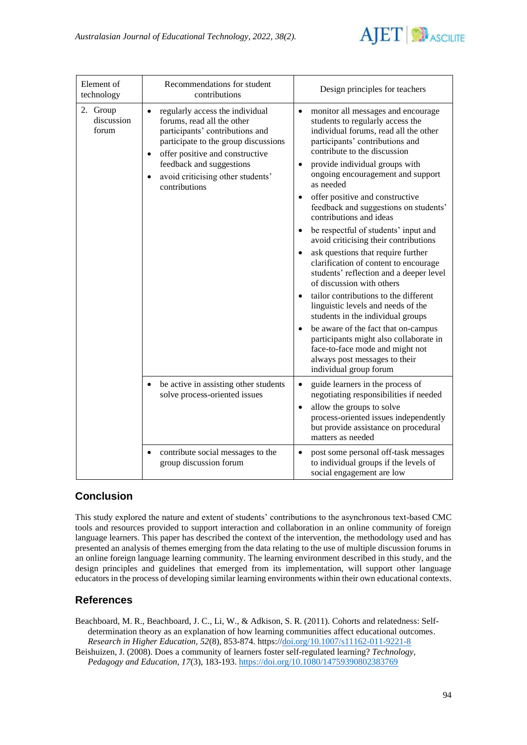| Element of technology | Recommendations for student contributions | Design principles for teachers |
|---|---|---|
| 2. Group discussion forum | • regularly access the individual forums, read all the other participants' contributions and participate to the group discussions<br>• offer positive and constructive feedback and suggestions<br>• avoid criticising other students' contributions | • monitor all messages and encourage students to regularly access the individual forums, read all the other participants' contributions and contribute to the discussion<br>• provide individual groups with ongoing encouragement and support as needed<br>• offer positive and constructive feedback and suggestions on students' contributions and ideas<br>• be respectful of students' input and avoid criticising their contributions<br>• ask questions that require further clarification of content to encourage students' reflection and a deeper level of discussion with others<br>• tailor contributions to the different linguistic levels and needs of the students in the individual groups<br>• be aware of the fact that on-campus participants might also collaborate in face-to-face mode and might not always post messages to their individual group forum |
| | • be active in assisting other students solve process-oriented issues | • guide learners in the process of negotiating responsibilities if needed<br>• allow the groups to solve process-oriented issues independently but provide assistance on procedural matters as needed |
| | • contribute social messages to the group discussion forum | • post some personal off-task messages to individual groups if the levels of social engagement are low |

## Conclusion

This study explored the nature and extent of students' contributions to the asynchronous text-based CMC tools and resources provided to support interaction and collaboration in an online community of foreign language learners. This paper has described the context of the intervention, the methodology used and has presented an analysis of themes emerging from the data relating to the use of multiple discussion forums in an online foreign language learning community. The learning environment described in this study, and the design principles and guidelines that emerged from its implementation, will support other language educators in the process of developing similar learning environments within their own educational contexts.

## References

Beachboard, M. R., Beachboard, J. C., Li, W., & Adkison, S. R. (2011). Cohorts and relatedness: Self-determination theory as an explanation of how learning communities affect educational outcomes. *Research in Higher Education*, *52*(8), 853-874. https://doi.org/10.1007/s11162-011-9221-8

Beishuizen, J. (2008). Does a community of learners foster self-regulated learning? *Technology, Pedagogy and Education*, *17*(3), 183-193. https://doi.org/10.1080/14759390802383769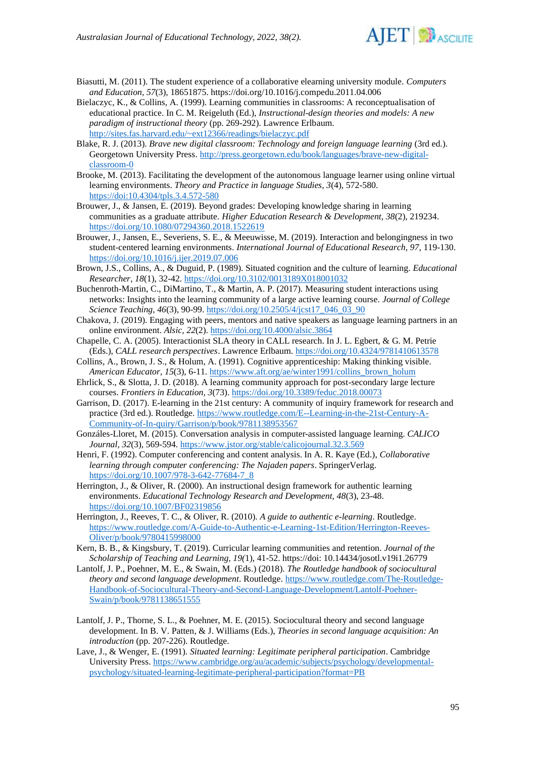Biasutti, M. (2011). The student experience of a collaborative elearning university module. *Computers and Education*, *57*(3), 18651875. https://doi.org/10.1016/j.compedu.2011.04.006

Bielaczyc, K., & Collins, A. (1999). Learning communities in classrooms: A reconceptualisation of educational practice. In C. M. Reigeluth (Ed.), *Instructional-design theories and models: A new paradigm of instructional theory* (pp. 269-292). Lawrence Erlbaum. http://sites.fas.harvard.edu/~ext12366/readings/bielaczyc.pdf

Blake, R. J. (2013). *Brave new digital classroom: Technology and foreign language learning* (3rd ed.). Georgetown University Press. http://press.georgetown.edu/book/languages/brave-new-digital-classroom-0

Brooke, M. (2013). Facilitating the development of the autonomous language learner using online virtual learning environments. *Theory and Practice in language Studies*, *3*(4), 572-580. https://doi:10.4304/tpls.3.4.572-580

Brouwer, J., & Jansen, E. (2019). Beyond grades: Developing knowledge sharing in learning communities as a graduate attribute. *Higher Education Research & Development*, *38*(2), 219234. https://doi.org/10.1080/07294360.2018.1522619

Brouwer, J., Jansen, E., Severiens, S. E., & Meeuwisse, M. (2019). Interaction and belongingness in two student-centered learning environments. *International Journal of Educational Research*, *97*, 119-130. https://doi.org/10.1016/j.ijer.2019.07.006

Brown, J.S., Collins, A., & Duguid, P. (1989). Situated cognition and the culture of learning. *Educational Researcher*, *18*(1), 32-42. https://doi.org/10.3102/0013189X018001032

Buchenroth-Martin, C., DiMartino, T., & Martin, A. P. (2017). Measuring student interactions using networks: Insights into the learning community of a large active learning course. *Journal of College Science Teaching*, *46*(3), 90-99. https://doi.org/10.2505/4/jcst17_046_03_90

Chakova, J. (2019). Engaging with peers, mentors and native speakers as language learning partners in an online environment. *Alsic*, *22*(2). https://doi.org/10.4000/alsic.3864

Chapelle, C. A. (2005). Interactionist SLA theory in CALL research. In J. L. Egbert, & G. M. Petrie (Eds.), *CALL research perspectives*. Lawrence Erlbaum. https://doi.org/10.4324/9781410613578

Collins, A., Brown, J. S., & Holum, A. (1991). Cognitive apprenticeship: Making thinking visible. *American Educator*, *15*(3), 6-11. https://www.aft.org/ae/winter1991/collins_brown_holum

Ehrlick, S., & Slotta, J. D. (2018). A learning community approach for post-secondary large lecture courses. *Frontiers in Education*, *3*(73). https://doi.org/10.3389/feduc.2018.00073

Garrison, D. (2017). E-learning in the 21st century: A community of inquiry framework for research and practice (3rd ed.). Routledge. https://www.routledge.com/E--Learning-in-the-21st-Century-A-Community-of-In-quiry/Garrison/p/book/9781138953567

Gonzáles-Lloret, M. (2015). Conversation analysis in computer-assisted language learning. *CALICO Journal*, *32*(3), 569-594. https://www.jstor.org/stable/calicojournal.32.3.569

Henri, F. (1992). Computer conferencing and content analysis. In A. R. Kaye (Ed.), *Collaborative learning through computer conferencing: The Najaden papers*. SpringerVerlag. https://doi.org/10.1007/978-3-642-77684-7_8

Herrington, J., & Oliver, R. (2000). An instructional design framework for authentic learning environments. *Educational Technology Research and Development*, *48*(3), 23-48. https://doi.org/10.1007/BF02319856

Herrington, J., Reeves, T. C., & Oliver, R. (2010). *A guide to authentic e-learning*. Routledge. https://www.routledge.com/A-Guide-to-Authentic-e-Learning-1st-Edition/Herrington-Reeves-Oliver/p/book/9780415998000

Kern, B. B., & Kingsbury, T. (2019). Curricular learning communities and retention. *Journal of the Scholarship of Teaching and Learning*, *19*(1), 41-52. https://doi: 10.14434/josotl.v19i1.26779

Lantolf, J. P., Poehner, M. E., & Swain, M. (Eds.) (2018). *The Routledge handbook of sociocultural theory and second language development*. Routledge. https://www.routledge.com/The-Routledge-Handbook-of-Sociocultural-Theory-and-Second-Language-Development/Lantolf-Poehner-Swain/p/book/9781138651555

Lantolf, J. P., Thorne, S. L., & Poehner, M. E. (2015). Sociocultural theory and second language development. In B. V. Patten, & J. Williams (Eds.), *Theories in second language acquisition: An introduction* (pp. 207-226). Routledge.

Lave, J., & Wenger, E. (1991). *Situated learning: Legitimate peripheral participation*. Cambridge University Press. https://www.cambridge.org/au/academic/subjects/psychology/developmental-psychology/situated-learning-legitimate-peripheral-participation?format=PB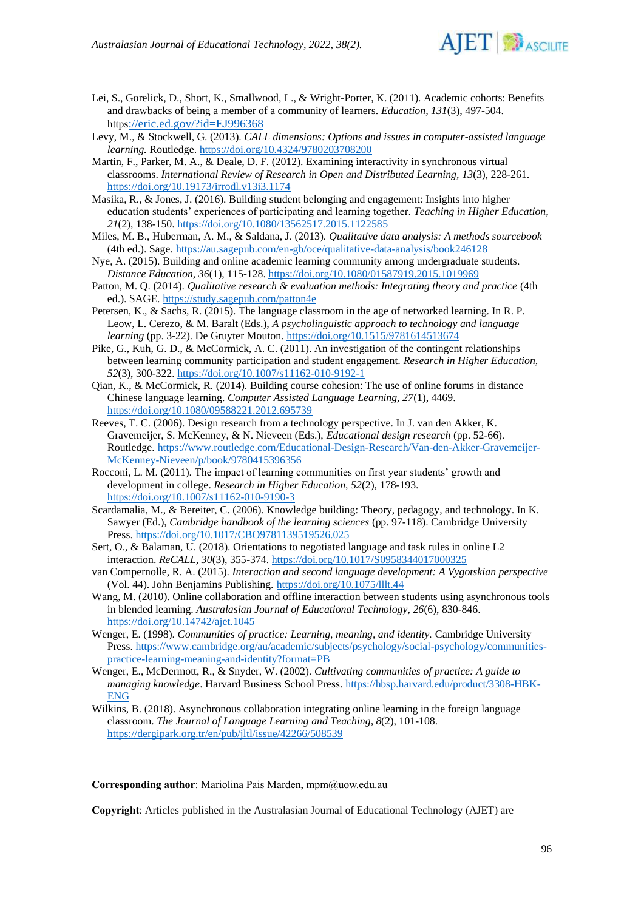Lei, S., Gorelick, D., Short, K., Smallwood, L., & Wright-Porter, K. (2011). Academic cohorts: Benefits and drawbacks of being a member of a community of learners. *Education, 131*(3), 497-504. https://eric.ed.gov/?id=EJ996368

Levy, M., & Stockwell, G. (2013). *CALL dimensions: Options and issues in computer-assisted language learning.* Routledge. https://doi.org/10.4324/9780203708200

Martin, F., Parker, M. A., & Deale, D. F. (2012). Examining interactivity in synchronous virtual classrooms. *International Review of Research in Open and Distributed Learning, 13*(3), 228-261. https://doi.org/10.19173/irrodl.v13i3.1174

Masika, R., & Jones, J. (2016). Building student belonging and engagement: Insights into higher education students' experiences of participating and learning together. *Teaching in Higher Education, 21*(2), 138-150. https://doi.org/10.1080/13562517.2015.1122585

Miles, M. B., Huberman, A. M., & Saldana, J. (2013). *Qualitative data analysis: A methods sourcebook* (4th ed.). Sage. https://au.sagepub.com/en-gb/oce/qualitative-data-analysis/book246128

Nye, A. (2015). Building and online academic learning community among undergraduate students. *Distance Education, 36*(1), 115-128. https://doi.org/10.1080/01587919.2015.1019969

Patton, M. Q. (2014). *Qualitative research & evaluation methods: Integrating theory and practice* (4th ed.). SAGE. https://study.sagepub.com/patton4e

Petersen, K., & Sachs, R. (2015). The language classroom in the age of networked learning. In R. P. Leow, L. Cerezo, & M. Baralt (Eds.), *A psycholinguistic approach to technology and language learning* (pp. 3-22). De Gruyter Mouton. https://doi.org/10.1515/9781614513674

Pike, G., Kuh, G. D., & McCormick, A. C. (2011). An investigation of the contingent relationships between learning community participation and student engagement. *Research in Higher Education, 52*(3), 300-322. https://doi.org/10.1007/s11162-010-9192-1

Qian, K., & McCormick, R. (2014). Building course cohesion: The use of online forums in distance Chinese language learning. *Computer Assisted Language Learning, 27*(1), 4469. https://doi.org/10.1080/09588221.2012.695739

Reeves, T. C. (2006). Design research from a technology perspective. In J. van den Akker, K. Gravemeijer, S. McKenney, & N. Nieveen (Eds.), *Educational design research* (pp. 52-66). Routledge. https://www.routledge.com/Educational-Design-Research/Van-den-Akker-Gravemeijer-McKenney-Nieveen/p/book/9780415396356

Rocconi, L. M. (2011). The impact of learning communities on first year students' growth and development in college. *Research in Higher Education, 52*(2), 178-193. https://doi.org/10.1007/s11162-010-9190-3

Scardamalia, M., & Bereiter, C. (2006). Knowledge building: Theory, pedagogy, and technology. In K. Sawyer (Ed.), *Cambridge handbook of the learning sciences* (pp. 97-118). Cambridge University Press. https://doi.org/10.1017/CBO9781139519526.025

Sert, O., & Balaman, U. (2018). Orientations to negotiated language and task rules in online L2 interaction. *ReCALL, 30*(3), 355-374. https://doi.org/10.1017/S0958344017000325

van Compernolle, R. A. (2015). *Interaction and second language development: A Vygotskian perspective* (Vol. 44). John Benjamins Publishing. https://doi.org/10.1075/lllt.44

Wang, M. (2010). Online collaboration and offline interaction between students using asynchronous tools in blended learning. *Australasian Journal of Educational Technology, 26*(6), 830-846. https://doi.org/10.14742/ajet.1045

Wenger, E. (1998). *Communities of practice: Learning, meaning, and identity.* Cambridge University Press. https://www.cambridge.org/au/academic/subjects/psychology/social-psychology/communities-practice-learning-meaning-and-identity?format=PB

Wenger, E., McDermott, R., & Snyder, W. (2002). *Cultivating communities of practice: A guide to managing knowledge*. Harvard Business School Press. https://hbsp.harvard.edu/product/3308-HBK-ENG

Wilkins, B. (2018). Asynchronous collaboration integrating online learning in the foreign language classroom. *The Journal of Language Learning and Teaching, 8*(2), 101-108. https://dergipark.org.tr/en/pub/jltl/issue/42266/508539

---

**Corresponding author**: Mariolina Pais Marden, mpm@uow.edu.au

**Copyright**: Articles published in the Australasian Journal of Educational Technology (AJET) are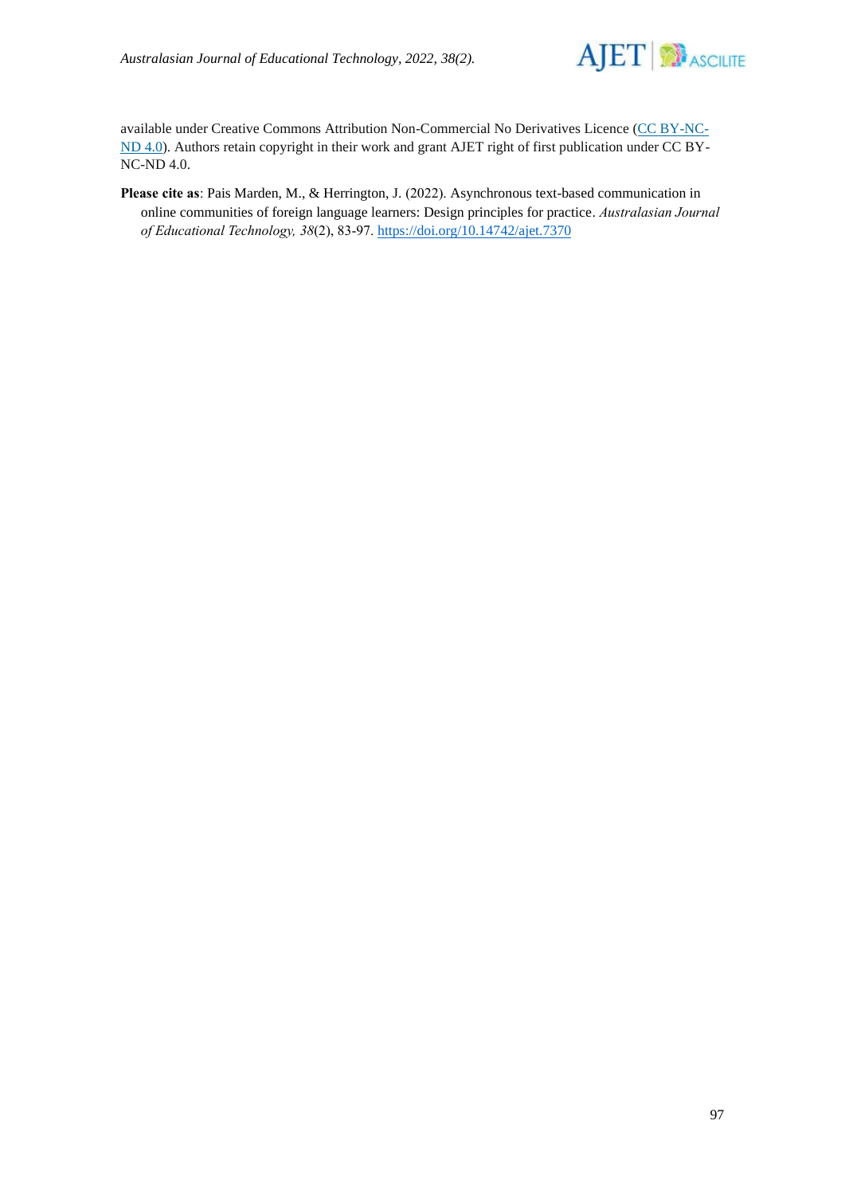available under Creative Commons Attribution Non-Commercial No Derivatives Licence (CC BY-NC-ND 4.0). Authors retain copyright in their work and grant AJET right of first publication under CC BY-NC-ND 4.0.

**Please cite as**: Pais Marden, M., & Herrington, J. (2022). Asynchronous text-based communication in online communities of foreign language learners: Design principles for practice. *Australasian Journal of Educational Technology, 38*(2), 83-97. https://doi.org/10.14742/ajet.7370